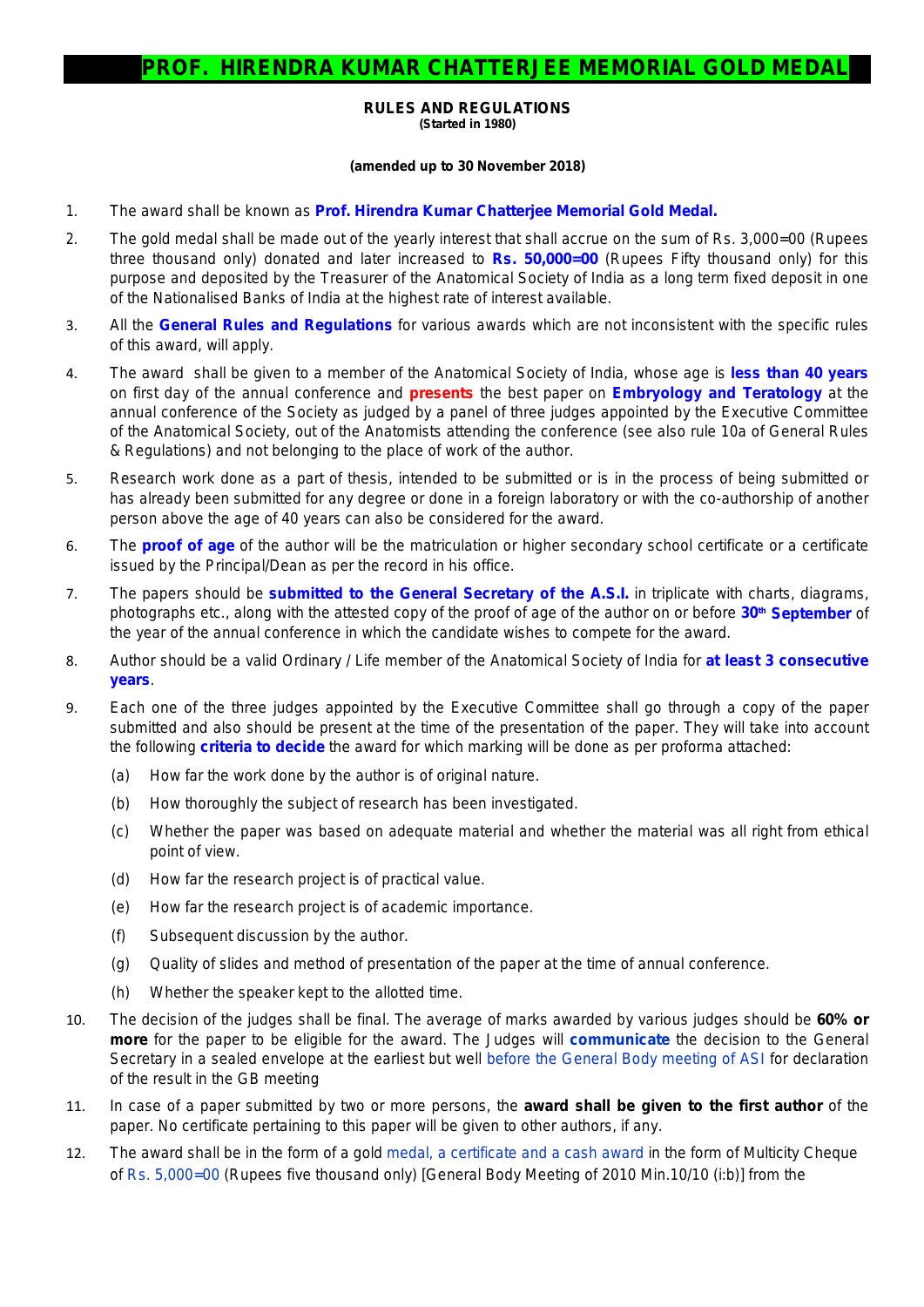# PROF. HIRENDRA KUMAR CHATTERJEE MEMORIAL GOLD MEDAL

## RULES AND REGULATIONS

**(Started in 1980)**

**(amended up to 30 November 2018)**

1. The award shall be known as **Prof. Hirendra Kumar Chatterjee Memorial Gold Medal.**

2. The gold medal shall be made out of the yearly interest that shall accrue on the sum of Rs. 3,000=00 (Rupees three thousand only) donated and later increased to **Rs. 50,000=00** (Rupees Fifty thousand only) for this purpose and deposited by the Treasurer of the Anatomical Society of India as a long term fixed deposit in one of the Nationalised Banks of India at the highest rate of interest available.

3. All the **General Rules and Regulations** for various awards which are not inconsistent with the specific rules of this award, will apply.

4. The award shall be given to a member of the Anatomical Society of India, whose age is **less than 40 years** on first day of the annual conference and **presents** the best paper on **Embryology and Teratology** at the annual conference of the Society as judged by a panel of three judges appointed by the Executive Committee of the Anatomical Society, out of the Anatomists attending the conference (see also rule 10a of General Rules & Regulations) and not belonging to the place of work of the author.

5. Research work done as a part of thesis, intended to be submitted or is in the process of being submitted or has already been submitted for any degree or done in a foreign laboratory or with the co-authorship of another person above the age of 40 years can also be considered for the award.

6. The **proof of age** of the author will be the matriculation or higher secondary school certificate or a certificate issued by the Principal/Dean as per the record in his office.

7. The papers should be **submitted to the General Secretary of the A.S.I.** in triplicate with charts, diagrams, photographs etc., along with the attested copy of the proof of age of the author on or before **30th September** of the year of the annual conference in which the candidate wishes to compete for the award.

8. Author should be a valid Ordinary / Life member of the Anatomical Society of India for **at least 3 consecutive years**.

9. Each one of the three judges appointed by the Executive Committee shall go through a copy of the paper submitted and also should be present at the time of the presentation of the paper. They will take into account the following **criteria to decide** the award for which marking will be done as per proforma attached:

   (a) How far the work done by the author is of original nature.

   (b) How thoroughly the subject of research has been investigated.

   (c) Whether the paper was based on adequate material and whether the material was all right from ethical point of view.

   (d) How far the research project is of practical value.

   (e) How far the research project is of academic importance.

   (f) Subsequent discussion by the author.

   (g) Quality of slides and method of presentation of the paper at the time of annual conference.

   (h) Whether the speaker kept to the allotted time.

10. The decision of the judges shall be final. The average of marks awarded by various judges should be **60% or more** for the paper to be eligible for the award. The Judges will **communicate** the decision to the General Secretary in a sealed envelope at the earliest but well before the General Body meeting of ASI for declaration of the result in the GB meeting

11. In case of a paper submitted by two or more persons, the **award shall be given to the first author** of the paper. No certificate pertaining to this paper will be given to other authors, if any.

12. The award shall be in the form of a gold medal, a certificate and a cash award in the form of Multicity Cheque of Rs. 5,000=00 (Rupees five thousand only) [General Body Meeting of 2010 Min.10/10 (i:b)] from the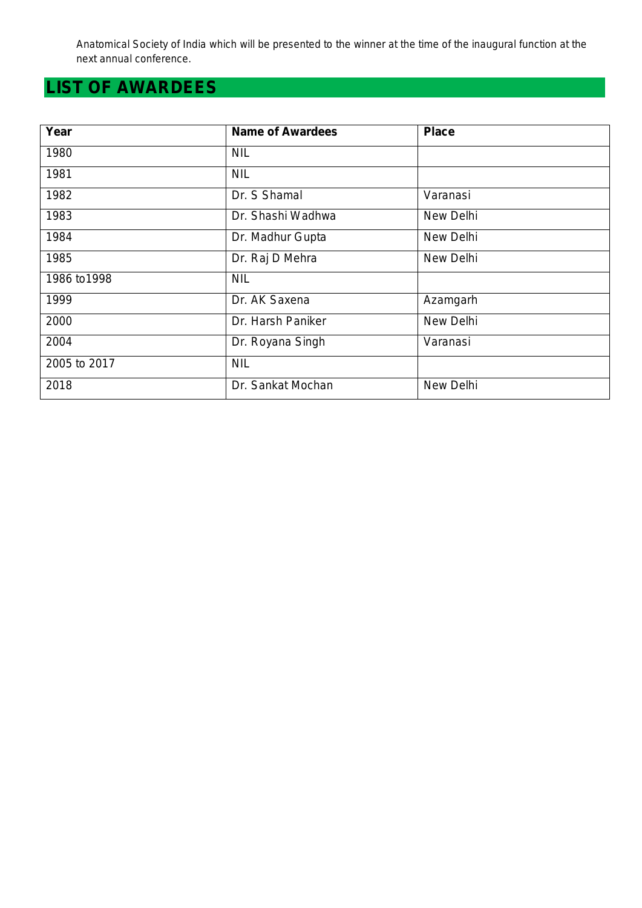Anatomical Society of India which will be presented to the winner at the time of the inaugural function at the next annual conference.

## LIST OF AWARDEES

| Year | Name of Awardees | Place |
|---|---|---|
| 1980 | NIL | |
| 1981 | NIL | |
| 1982 | Dr. S Shamal | Varanasi |
| 1983 | Dr. Shashi Wadhwa | New Delhi |
| 1984 | Dr. Madhur Gupta | New Delhi |
| 1985 | Dr. Raj D Mehra | New Delhi |
| 1986 to1998 | NIL | |
| 1999 | Dr. AK Saxena | Azamgarh |
| 2000 | Dr. Harsh Paniker | New Delhi |
| 2004 | Dr. Royana Singh | Varanasi |
| 2005 to 2017 | NIL | |
| 2018 | Dr. Sankat Mochan | New Delhi |